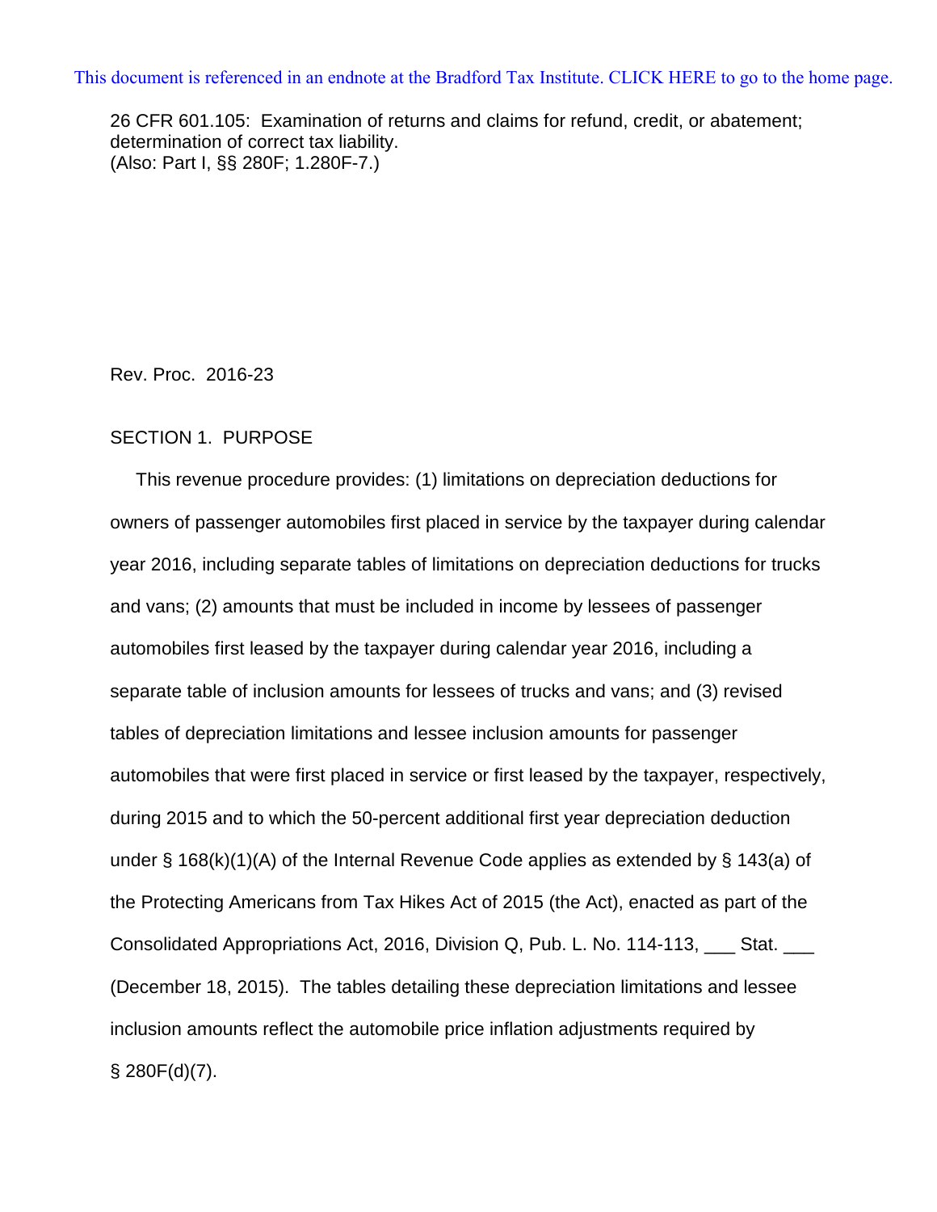This document is referenced in an endnote at the Bradford Tax Institute. CLICK HERE to go to the home page.

26 CFR 601.105: Examination of returns and claims for refund, credit, or abatement; determination of correct tax liability.
(Also: Part I, §§ 280F; 1.280F-7.)

Rev. Proc. 2016-23

## SECTION 1. PURPOSE

This revenue procedure provides: (1) limitations on depreciation deductions for owners of passenger automobiles first placed in service by the taxpayer during calendar year 2016, including separate tables of limitations on depreciation deductions for trucks and vans; (2) amounts that must be included in income by lessees of passenger automobiles first leased by the taxpayer during calendar year 2016, including a separate table of inclusion amounts for lessees of trucks and vans; and (3) revised tables of depreciation limitations and lessee inclusion amounts for passenger automobiles that were first placed in service or first leased by the taxpayer, respectively, during 2015 and to which the 50-percent additional first year depreciation deduction under § 168(k)(1)(A) of the Internal Revenue Code applies as extended by § 143(a) of the Protecting Americans from Tax Hikes Act of 2015 (the Act), enacted as part of the Consolidated Appropriations Act, 2016, Division Q, Pub. L. No. 114-113, ___ Stat. ___ (December 18, 2015). The tables detailing these depreciation limitations and lessee inclusion amounts reflect the automobile price inflation adjustments required by § 280F(d)(7).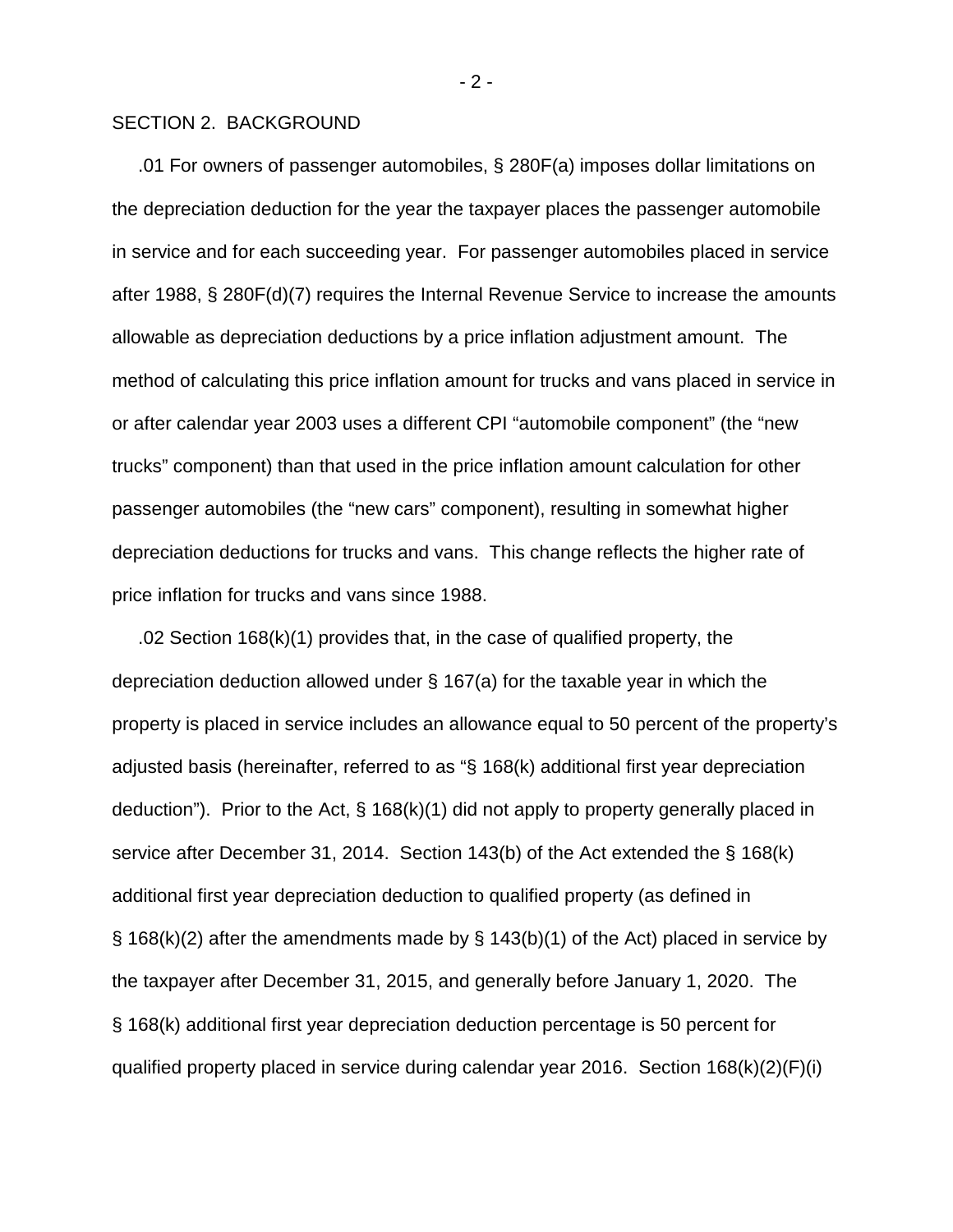## SECTION 2. BACKGROUND

.01 For owners of passenger automobiles, § 280F(a) imposes dollar limitations on the depreciation deduction for the year the taxpayer places the passenger automobile in service and for each succeeding year. For passenger automobiles placed in service after 1988, § 280F(d)(7) requires the Internal Revenue Service to increase the amounts allowable as depreciation deductions by a price inflation adjustment amount. The method of calculating this price inflation amount for trucks and vans placed in service in or after calendar year 2003 uses a different CPI "automobile component" (the "new trucks" component) than that used in the price inflation amount calculation for other passenger automobiles (the "new cars" component), resulting in somewhat higher depreciation deductions for trucks and vans. This change reflects the higher rate of price inflation for trucks and vans since 1988.

.02 Section 168(k)(1) provides that, in the case of qualified property, the depreciation deduction allowed under § 167(a) for the taxable year in which the property is placed in service includes an allowance equal to 50 percent of the property's adjusted basis (hereinafter, referred to as "§ 168(k) additional first year depreciation deduction"). Prior to the Act, § 168(k)(1) did not apply to property generally placed in service after December 31, 2014. Section 143(b) of the Act extended the § 168(k) additional first year depreciation deduction to qualified property (as defined in § 168(k)(2) after the amendments made by § 143(b)(1) of the Act) placed in service by the taxpayer after December 31, 2015, and generally before January 1, 2020. The § 168(k) additional first year depreciation deduction percentage is 50 percent for qualified property placed in service during calendar year 2016. Section 168(k)(2)(F)(i)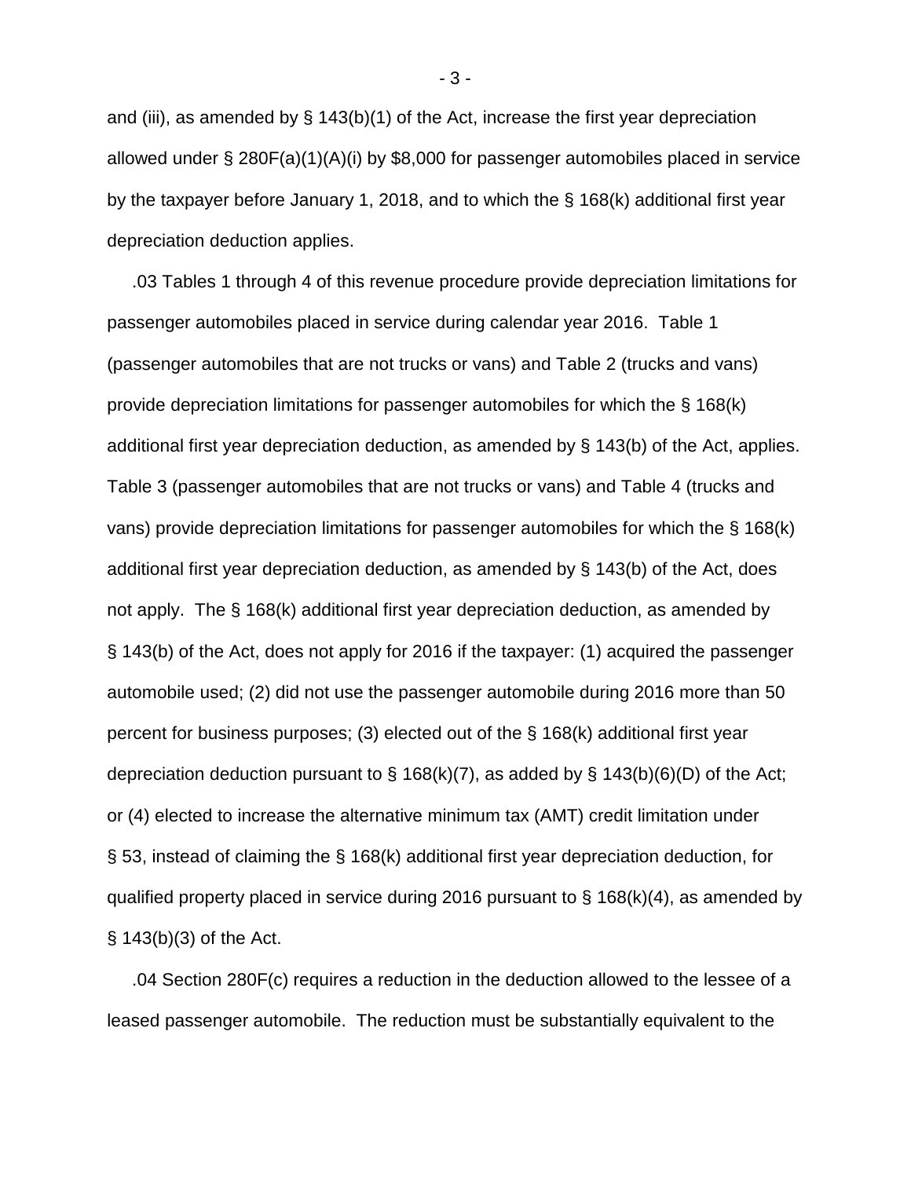and (iii), as amended by § 143(b)(1) of the Act, increase the first year depreciation allowed under § 280F(a)(1)(A)(i) by $8,000 for passenger automobiles placed in service by the taxpayer before January 1, 2018, and to which the § 168(k) additional first year depreciation deduction applies.

.03 Tables 1 through 4 of this revenue procedure provide depreciation limitations for passenger automobiles placed in service during calendar year 2016. Table 1 (passenger automobiles that are not trucks or vans) and Table 2 (trucks and vans) provide depreciation limitations for passenger automobiles for which the § 168(k) additional first year depreciation deduction, as amended by § 143(b) of the Act, applies. Table 3 (passenger automobiles that are not trucks or vans) and Table 4 (trucks and vans) provide depreciation limitations for passenger automobiles for which the § 168(k) additional first year depreciation deduction, as amended by § 143(b) of the Act, does not apply. The § 168(k) additional first year depreciation deduction, as amended by § 143(b) of the Act, does not apply for 2016 if the taxpayer: (1) acquired the passenger automobile used; (2) did not use the passenger automobile during 2016 more than 50 percent for business purposes; (3) elected out of the § 168(k) additional first year depreciation deduction pursuant to § 168(k)(7), as added by § 143(b)(6)(D) of the Act; or (4) elected to increase the alternative minimum tax (AMT) credit limitation under § 53, instead of claiming the § 168(k) additional first year depreciation deduction, for qualified property placed in service during 2016 pursuant to § 168(k)(4), as amended by § 143(b)(3) of the Act.

.04 Section 280F(c) requires a reduction in the deduction allowed to the lessee of a leased passenger automobile. The reduction must be substantially equivalent to the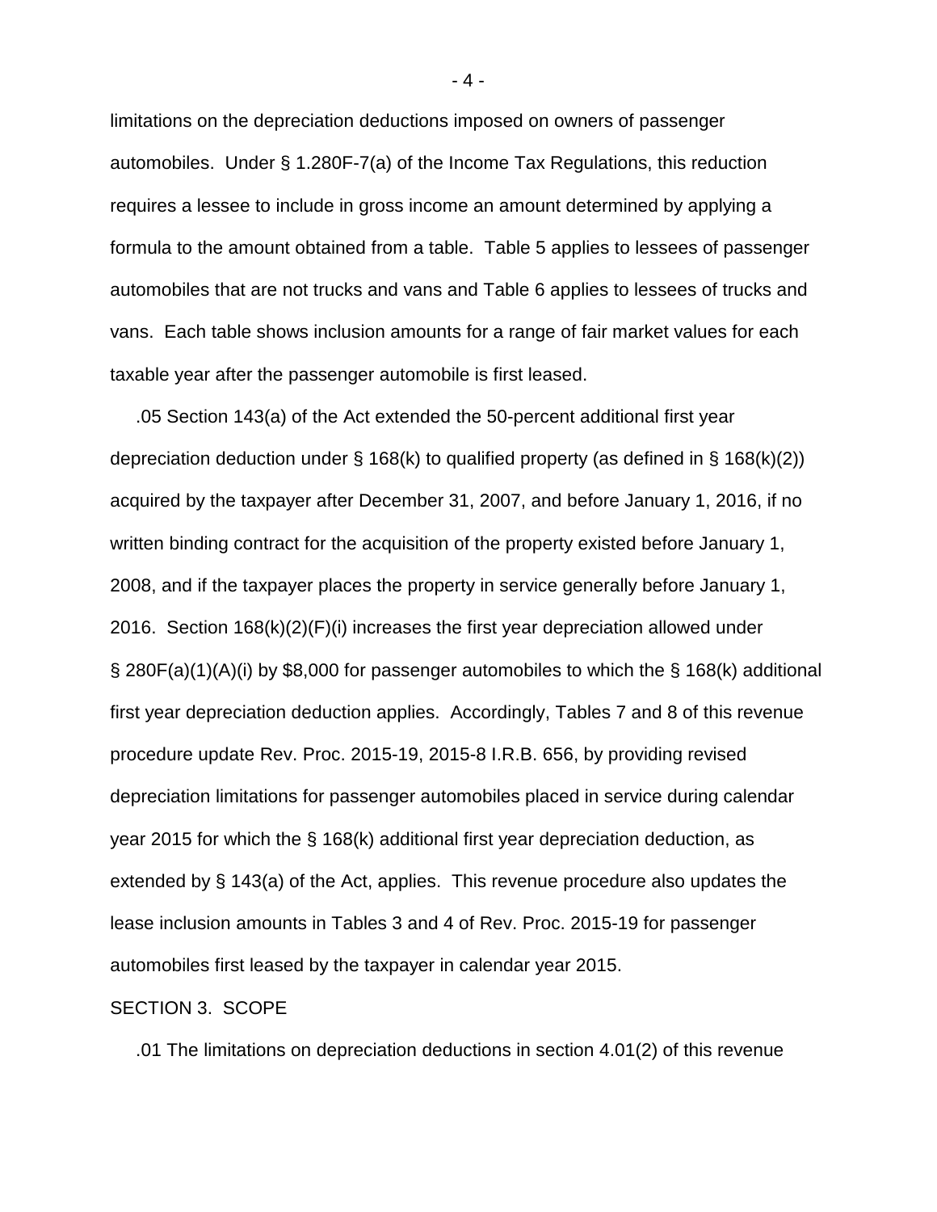limitations on the depreciation deductions imposed on owners of passenger automobiles. Under § 1.280F-7(a) of the Income Tax Regulations, this reduction requires a lessee to include in gross income an amount determined by applying a formula to the amount obtained from a table. Table 5 applies to lessees of passenger automobiles that are not trucks and vans and Table 6 applies to lessees of trucks and vans. Each table shows inclusion amounts for a range of fair market values for each taxable year after the passenger automobile is first leased.

.05 Section 143(a) of the Act extended the 50-percent additional first year depreciation deduction under § 168(k) to qualified property (as defined in § 168(k)(2)) acquired by the taxpayer after December 31, 2007, and before January 1, 2016, if no written binding contract for the acquisition of the property existed before January 1, 2008, and if the taxpayer places the property in service generally before January 1, 2016. Section 168(k)(2)(F)(i) increases the first year depreciation allowed under § 280F(a)(1)(A)(i) by $8,000 for passenger automobiles to which the § 168(k) additional first year depreciation deduction applies. Accordingly, Tables 7 and 8 of this revenue procedure update Rev. Proc. 2015-19, 2015-8 I.R.B. 656, by providing revised depreciation limitations for passenger automobiles placed in service during calendar year 2015 for which the § 168(k) additional first year depreciation deduction, as extended by § 143(a) of the Act, applies. This revenue procedure also updates the lease inclusion amounts in Tables 3 and 4 of Rev. Proc. 2015-19 for passenger automobiles first leased by the taxpayer in calendar year 2015.

SECTION 3. SCOPE

.01 The limitations on depreciation deductions in section 4.01(2) of this revenue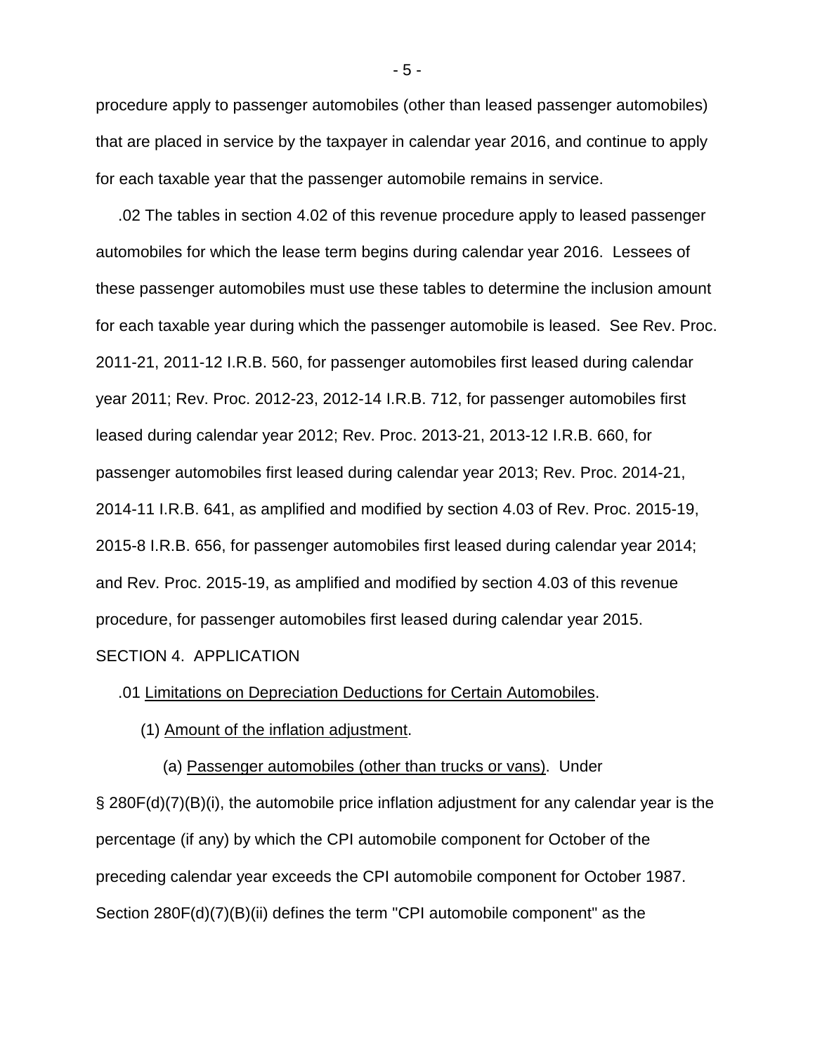procedure apply to passenger automobiles (other than leased passenger automobiles) that are placed in service by the taxpayer in calendar year 2016, and continue to apply for each taxable year that the passenger automobile remains in service.

.02 The tables in section 4.02 of this revenue procedure apply to leased passenger automobiles for which the lease term begins during calendar year 2016. Lessees of these passenger automobiles must use these tables to determine the inclusion amount for each taxable year during which the passenger automobile is leased. See Rev. Proc. 2011-21, 2011-12 I.R.B. 560, for passenger automobiles first leased during calendar year 2011; Rev. Proc. 2012-23, 2012-14 I.R.B. 712, for passenger automobiles first leased during calendar year 2012; Rev. Proc. 2013-21, 2013-12 I.R.B. 660, for passenger automobiles first leased during calendar year 2013; Rev. Proc. 2014-21, 2014-11 I.R.B. 641, as amplified and modified by section 4.03 of Rev. Proc. 2015-19, 2015-8 I.R.B. 656, for passenger automobiles first leased during calendar year 2014; and Rev. Proc. 2015-19, as amplified and modified by section 4.03 of this revenue procedure, for passenger automobiles first leased during calendar year 2015.

SECTION 4. APPLICATION

.01 Limitations on Depreciation Deductions for Certain Automobiles.

(1) Amount of the inflation adjustment.

(a) Passenger automobiles (other than trucks or vans). Under § 280F(d)(7)(B)(i), the automobile price inflation adjustment for any calendar year is the percentage (if any) by which the CPI automobile component for October of the preceding calendar year exceeds the CPI automobile component for October 1987. Section 280F(d)(7)(B)(ii) defines the term "CPI automobile component" as the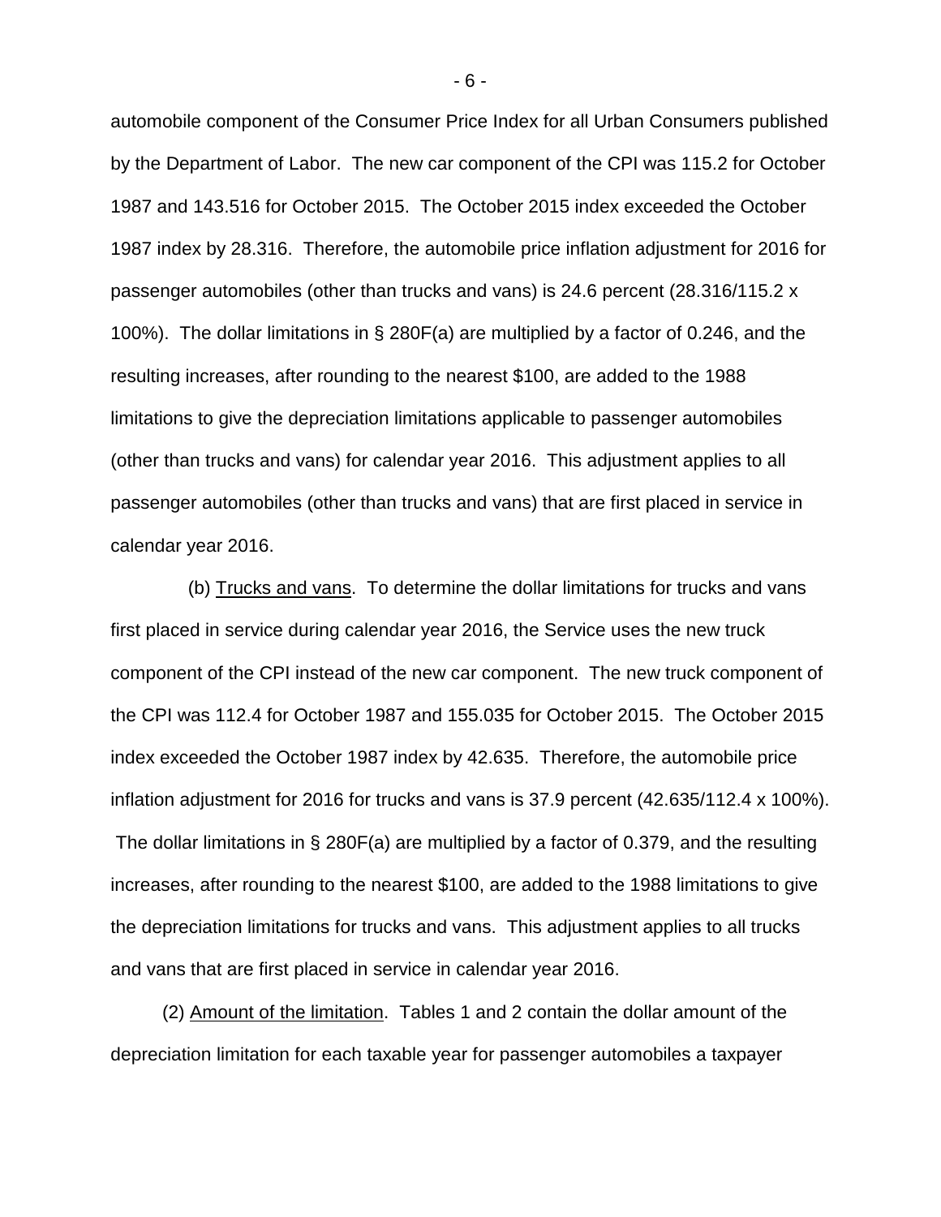automobile component of the Consumer Price Index for all Urban Consumers published by the Department of Labor. The new car component of the CPI was 115.2 for October 1987 and 143.516 for October 2015. The October 2015 index exceeded the October 1987 index by 28.316. Therefore, the automobile price inflation adjustment for 2016 for passenger automobiles (other than trucks and vans) is 24.6 percent (28.316/115.2 x 100%). The dollar limitations in § 280F(a) are multiplied by a factor of 0.246, and the resulting increases, after rounding to the nearest $100, are added to the 1988 limitations to give the depreciation limitations applicable to passenger automobiles (other than trucks and vans) for calendar year 2016. This adjustment applies to all passenger automobiles (other than trucks and vans) that are first placed in service in calendar year 2016.

(b) Trucks and vans. To determine the dollar limitations for trucks and vans first placed in service during calendar year 2016, the Service uses the new truck component of the CPI instead of the new car component. The new truck component of the CPI was 112.4 for October 1987 and 155.035 for October 2015. The October 2015 index exceeded the October 1987 index by 42.635. Therefore, the automobile price inflation adjustment for 2016 for trucks and vans is 37.9 percent (42.635/112.4 x 100%). The dollar limitations in § 280F(a) are multiplied by a factor of 0.379, and the resulting increases, after rounding to the nearest $100, are added to the 1988 limitations to give the depreciation limitations for trucks and vans. This adjustment applies to all trucks and vans that are first placed in service in calendar year 2016.

(2) Amount of the limitation. Tables 1 and 2 contain the dollar amount of the depreciation limitation for each taxable year for passenger automobiles a taxpayer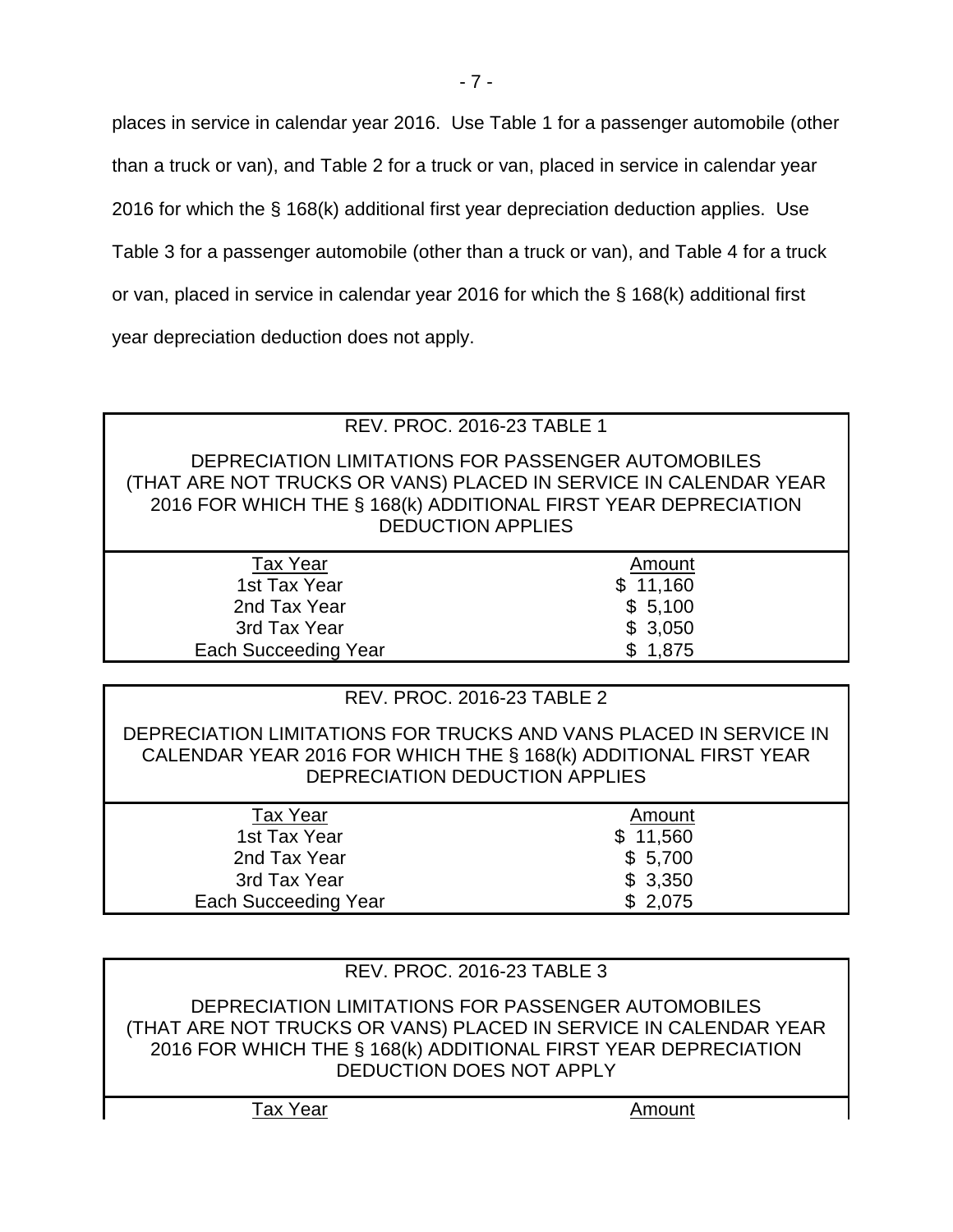places in service in calendar year 2016. Use Table 1 for a passenger automobile (other than a truck or van), and Table 2 for a truck or van, placed in service in calendar year 2016 for which the § 168(k) additional first year depreciation deduction applies. Use Table 3 for a passenger automobile (other than a truck or van), and Table 4 for a truck or van, placed in service in calendar year 2016 for which the § 168(k) additional first year depreciation deduction does not apply.

REV. PROC. 2016-23 TABLE 1

DEPRECIATION LIMITATIONS FOR PASSENGER AUTOMOBILES (THAT ARE NOT TRUCKS OR VANS) PLACED IN SERVICE IN CALENDAR YEAR 2016 FOR WHICH THE § 168(k) ADDITIONAL FIRST YEAR DEPRECIATION DEDUCTION APPLIES

| Tax Year | Amount |
|---|---|
| 1st Tax Year | $ 11,160 |
| 2nd Tax Year | $ 5,100 |
| 3rd Tax Year | $ 3,050 |
| Each Succeeding Year | $ 1,875 |

REV. PROC. 2016-23 TABLE 2

DEPRECIATION LIMITATIONS FOR TRUCKS AND VANS PLACED IN SERVICE IN CALENDAR YEAR 2016 FOR WHICH THE § 168(k) ADDITIONAL FIRST YEAR DEPRECIATION DEDUCTION APPLIES

| Tax Year | Amount |
|---|---|
| 1st Tax Year | $ 11,560 |
| 2nd Tax Year | $ 5,700 |
| 3rd Tax Year | $ 3,350 |
| Each Succeeding Year | $ 2,075 |

REV. PROC. 2016-23 TABLE 3

DEPRECIATION LIMITATIONS FOR PASSENGER AUTOMOBILES (THAT ARE NOT TRUCKS OR VANS) PLACED IN SERVICE IN CALENDAR YEAR 2016 FOR WHICH THE § 168(k) ADDITIONAL FIRST YEAR DEPRECIATION DEDUCTION DOES NOT APPLY

| Tax Year | Amount |
|---|---|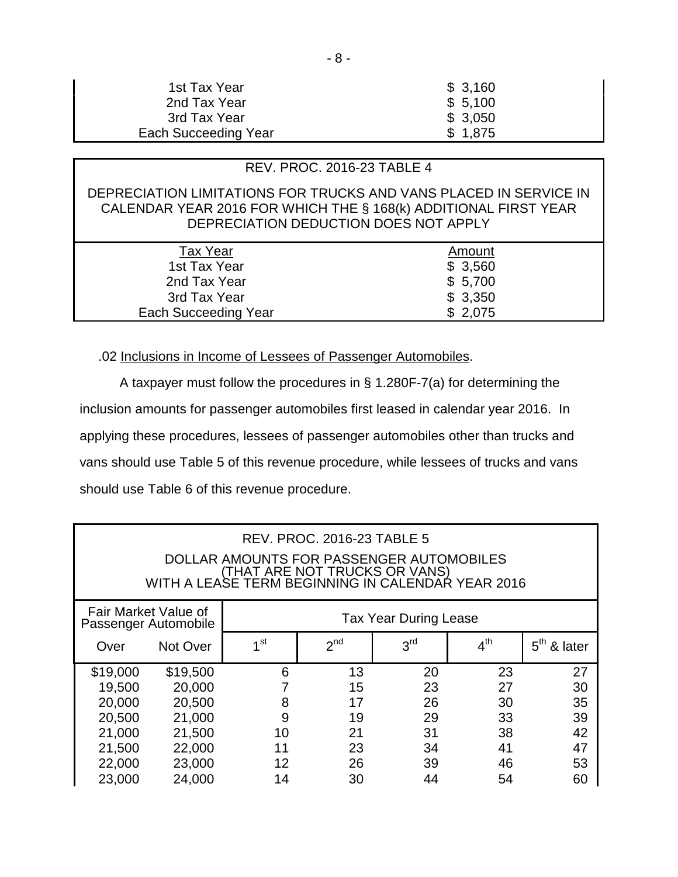| | |
|---|---|
| 1st Tax Year | $ 3,160 |
| 2nd Tax Year | $ 5,100 |
| 3rd Tax Year | $ 3,050 |
| Each Succeeding Year | $ 1,875 |

REV. PROC. 2016-23 TABLE 4

DEPRECIATION LIMITATIONS FOR TRUCKS AND VANS PLACED IN SERVICE IN CALENDAR YEAR 2016 FOR WHICH THE § 168(k) ADDITIONAL FIRST YEAR DEPRECIATION DEDUCTION DOES NOT APPLY

| Tax Year | Amount |
|---|---|
| 1st Tax Year | $ 3,560 |
| 2nd Tax Year | $ 5,700 |
| 3rd Tax Year | $ 3,350 |
| Each Succeeding Year | $ 2,075 |

.02 Inclusions in Income of Lessees of Passenger Automobiles.

A taxpayer must follow the procedures in § 1.280F-7(a) for determining the inclusion amounts for passenger automobiles first leased in calendar year 2016. In applying these procedures, lessees of passenger automobiles other than trucks and vans should use Table 5 of this revenue procedure, while lessees of trucks and vans should use Table 6 of this revenue procedure.

REV. PROC. 2016-23 TABLE 5

DOLLAR AMOUNTS FOR PASSENGER AUTOMOBILES (THAT ARE NOT TRUCKS OR VANS) WITH A LEASE TERM BEGINNING IN CALENDAR YEAR 2016

| Fair Market Value of Passenger Automobile | | Tax Year During Lease | | | | |
|---|---|---|---|---|---|---|
| Over | Not Over | 1st | 2nd | 3rd | 4th | 5th & later |
| $19,000 | $19,500 | 6 | 13 | 20 | 23 | 27 |
| 19,500 | 20,000 | 7 | 15 | 23 | 27 | 30 |
| 20,000 | 20,500 | 8 | 17 | 26 | 30 | 35 |
| 20,500 | 21,000 | 9 | 19 | 29 | 33 | 39 |
| 21,000 | 21,500 | 10 | 21 | 31 | 38 | 42 |
| 21,500 | 22,000 | 11 | 23 | 34 | 41 | 47 |
| 22,000 | 23,000 | 12 | 26 | 39 | 46 | 53 |
| 23,000 | 24,000 | 14 | 30 | 44 | 54 | 60 |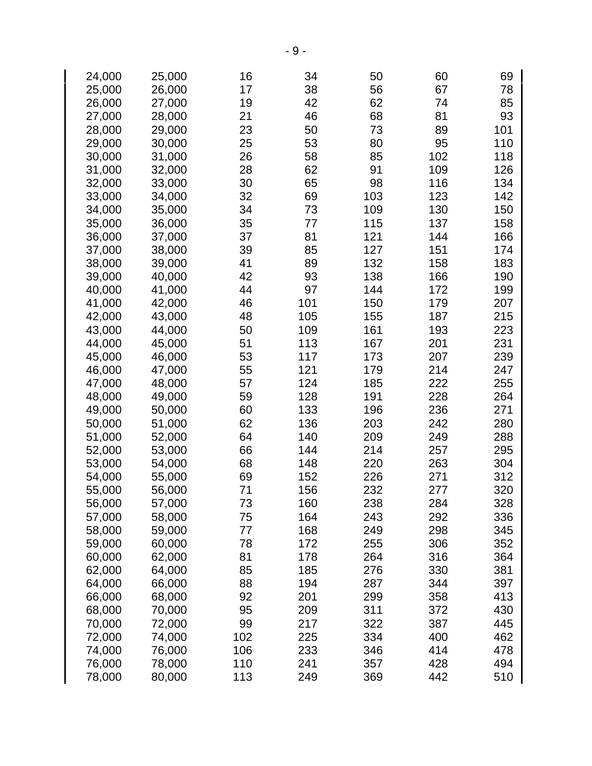| | | | | | | |
|---|---|---|---|---|---|---|
| 24,000 | 25,000 | 16 | 34 | 50 | 60 | 69 |
| 25,000 | 26,000 | 17 | 38 | 56 | 67 | 78 |
| 26,000 | 27,000 | 19 | 42 | 62 | 74 | 85 |
| 27,000 | 28,000 | 21 | 46 | 68 | 81 | 93 |
| 28,000 | 29,000 | 23 | 50 | 73 | 89 | 101 |
| 29,000 | 30,000 | 25 | 53 | 80 | 95 | 110 |
| 30,000 | 31,000 | 26 | 58 | 85 | 102 | 118 |
| 31,000 | 32,000 | 28 | 62 | 91 | 109 | 126 |
| 32,000 | 33,000 | 30 | 65 | 98 | 116 | 134 |
| 33,000 | 34,000 | 32 | 69 | 103 | 123 | 142 |
| 34,000 | 35,000 | 34 | 73 | 109 | 130 | 150 |
| 35,000 | 36,000 | 35 | 77 | 115 | 137 | 158 |
| 36,000 | 37,000 | 37 | 81 | 121 | 144 | 166 |
| 37,000 | 38,000 | 39 | 85 | 127 | 151 | 174 |
| 38,000 | 39,000 | 41 | 89 | 132 | 158 | 183 |
| 39,000 | 40,000 | 42 | 93 | 138 | 166 | 190 |
| 40,000 | 41,000 | 44 | 97 | 144 | 172 | 199 |
| 41,000 | 42,000 | 46 | 101 | 150 | 179 | 207 |
| 42,000 | 43,000 | 48 | 105 | 155 | 187 | 215 |
| 43,000 | 44,000 | 50 | 109 | 161 | 193 | 223 |
| 44,000 | 45,000 | 51 | 113 | 167 | 201 | 231 |
| 45,000 | 46,000 | 53 | 117 | 173 | 207 | 239 |
| 46,000 | 47,000 | 55 | 121 | 179 | 214 | 247 |
| 47,000 | 48,000 | 57 | 124 | 185 | 222 | 255 |
| 48,000 | 49,000 | 59 | 128 | 191 | 228 | 264 |
| 49,000 | 50,000 | 60 | 133 | 196 | 236 | 271 |
| 50,000 | 51,000 | 62 | 136 | 203 | 242 | 280 |
| 51,000 | 52,000 | 64 | 140 | 209 | 249 | 288 |
| 52,000 | 53,000 | 66 | 144 | 214 | 257 | 295 |
| 53,000 | 54,000 | 68 | 148 | 220 | 263 | 304 |
| 54,000 | 55,000 | 69 | 152 | 226 | 271 | 312 |
| 55,000 | 56,000 | 71 | 156 | 232 | 277 | 320 |
| 56,000 | 57,000 | 73 | 160 | 238 | 284 | 328 |
| 57,000 | 58,000 | 75 | 164 | 243 | 292 | 336 |
| 58,000 | 59,000 | 77 | 168 | 249 | 298 | 345 |
| 59,000 | 60,000 | 78 | 172 | 255 | 306 | 352 |
| 60,000 | 62,000 | 81 | 178 | 264 | 316 | 364 |
| 62,000 | 64,000 | 85 | 185 | 276 | 330 | 381 |
| 64,000 | 66,000 | 88 | 194 | 287 | 344 | 397 |
| 66,000 | 68,000 | 92 | 201 | 299 | 358 | 413 |
| 68,000 | 70,000 | 95 | 209 | 311 | 372 | 430 |
| 70,000 | 72,000 | 99 | 217 | 322 | 387 | 445 |
| 72,000 | 74,000 | 102 | 225 | 334 | 400 | 462 |
| 74,000 | 76,000 | 106 | 233 | 346 | 414 | 478 |
| 76,000 | 78,000 | 110 | 241 | 357 | 428 | 494 |
| 78,000 | 80,000 | 113 | 249 | 369 | 442 | 510 |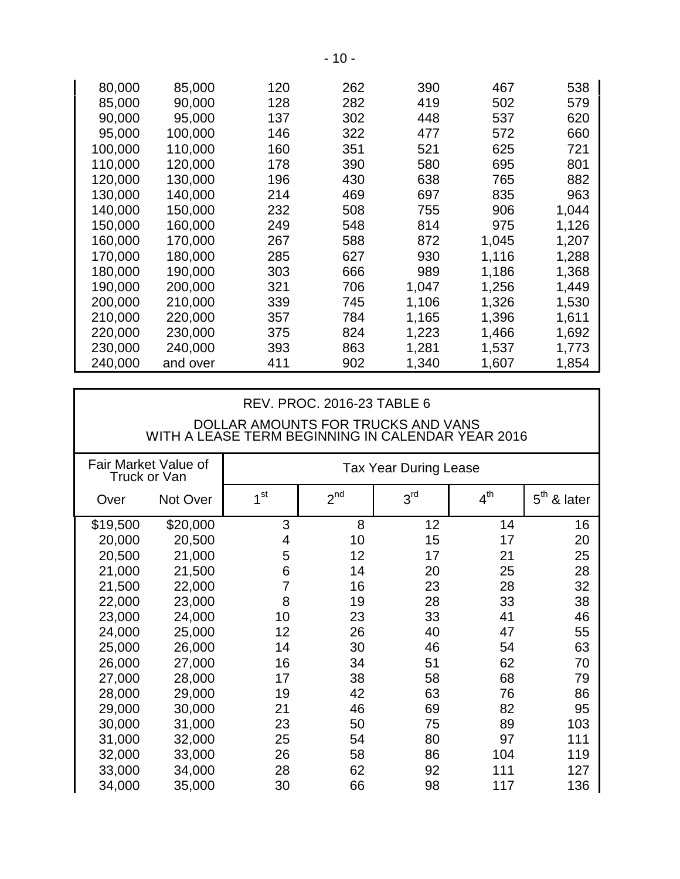| Over | Not Over | 1st | 2nd | 3rd | 4th | 5th & later |
|---|---|---|---|---|---|---|
| 80,000 | 85,000 | 120 | 262 | 390 | 467 | 538 |
| 85,000 | 90,000 | 128 | 282 | 419 | 502 | 579 |
| 90,000 | 95,000 | 137 | 302 | 448 | 537 | 620 |
| 95,000 | 100,000 | 146 | 322 | 477 | 572 | 660 |
| 100,000 | 110,000 | 160 | 351 | 521 | 625 | 721 |
| 110,000 | 120,000 | 178 | 390 | 580 | 695 | 801 |
| 120,000 | 130,000 | 196 | 430 | 638 | 765 | 882 |
| 130,000 | 140,000 | 214 | 469 | 697 | 835 | 963 |
| 140,000 | 150,000 | 232 | 508 | 755 | 906 | 1,044 |
| 150,000 | 160,000 | 249 | 548 | 814 | 975 | 1,126 |
| 160,000 | 170,000 | 267 | 588 | 872 | 1,045 | 1,207 |
| 170,000 | 180,000 | 285 | 627 | 930 | 1,116 | 1,288 |
| 180,000 | 190,000 | 303 | 666 | 989 | 1,186 | 1,368 |
| 190,000 | 200,000 | 321 | 706 | 1,047 | 1,256 | 1,449 |
| 200,000 | 210,000 | 339 | 745 | 1,106 | 1,326 | 1,530 |
| 210,000 | 220,000 | 357 | 784 | 1,165 | 1,396 | 1,611 |
| 220,000 | 230,000 | 375 | 824 | 1,223 | 1,466 | 1,692 |
| 230,000 | 240,000 | 393 | 863 | 1,281 | 1,537 | 1,773 |
| 240,000 | and over | 411 | 902 | 1,340 | 1,607 | 1,854 |

## REV. PROC. 2016-23 TABLE 6

### DOLLAR AMOUNTS FOR TRUCKS AND VANS WITH A LEASE TERM BEGINNING IN CALENDAR YEAR 2016

| Fair Market Value of Truck or Van | | Tax Year During Lease | | | | |
|---|---|---|---|---|---|---|
| Over | Not Over | 1st | 2nd | 3rd | 4th | 5th & later |
| $19,500 | $20,000 | 3 | 8 | 12 | 14 | 16 |
| 20,000 | 20,500 | 4 | 10 | 15 | 17 | 20 |
| 20,500 | 21,000 | 5 | 12 | 17 | 21 | 25 |
| 21,000 | 21,500 | 6 | 14 | 20 | 25 | 28 |
| 21,500 | 22,000 | 7 | 16 | 23 | 28 | 32 |
| 22,000 | 23,000 | 8 | 19 | 28 | 33 | 38 |
| 23,000 | 24,000 | 10 | 23 | 33 | 41 | 46 |
| 24,000 | 25,000 | 12 | 26 | 40 | 47 | 55 |
| 25,000 | 26,000 | 14 | 30 | 46 | 54 | 63 |
| 26,000 | 27,000 | 16 | 34 | 51 | 62 | 70 |
| 27,000 | 28,000 | 17 | 38 | 58 | 68 | 79 |
| 28,000 | 29,000 | 19 | 42 | 63 | 76 | 86 |
| 29,000 | 30,000 | 21 | 46 | 69 | 82 | 95 |
| 30,000 | 31,000 | 23 | 50 | 75 | 89 | 103 |
| 31,000 | 32,000 | 25 | 54 | 80 | 97 | 111 |
| 32,000 | 33,000 | 26 | 58 | 86 | 104 | 119 |
| 33,000 | 34,000 | 28 | 62 | 92 | 111 | 127 |
| 34,000 | 35,000 | 30 | 66 | 98 | 117 | 136 |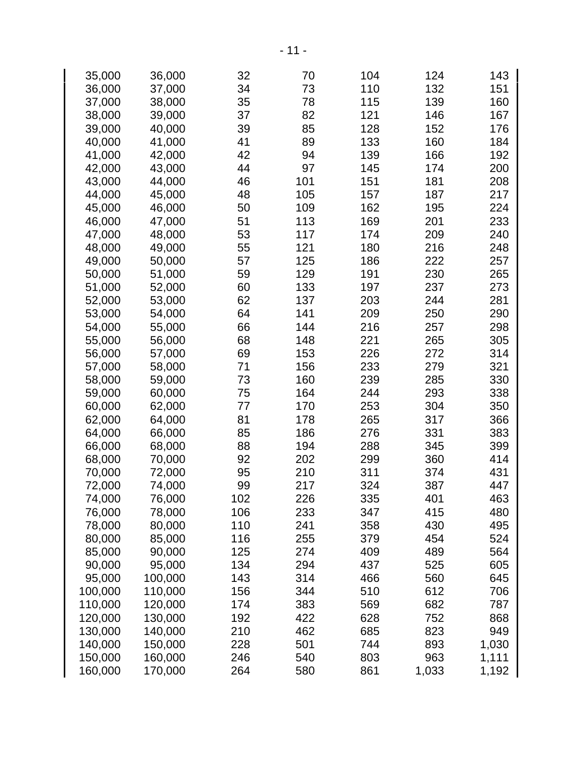| | | | | | | |
|---|---|---|---|---|---|---|
| 35,000 | 36,000 | 32 | 70 | 104 | 124 | 143 |
| 36,000 | 37,000 | 34 | 73 | 110 | 132 | 151 |
| 37,000 | 38,000 | 35 | 78 | 115 | 139 | 160 |
| 38,000 | 39,000 | 37 | 82 | 121 | 146 | 167 |
| 39,000 | 40,000 | 39 | 85 | 128 | 152 | 176 |
| 40,000 | 41,000 | 41 | 89 | 133 | 160 | 184 |
| 41,000 | 42,000 | 42 | 94 | 139 | 166 | 192 |
| 42,000 | 43,000 | 44 | 97 | 145 | 174 | 200 |
| 43,000 | 44,000 | 46 | 101 | 151 | 181 | 208 |
| 44,000 | 45,000 | 48 | 105 | 157 | 187 | 217 |
| 45,000 | 46,000 | 50 | 109 | 162 | 195 | 224 |
| 46,000 | 47,000 | 51 | 113 | 169 | 201 | 233 |
| 47,000 | 48,000 | 53 | 117 | 174 | 209 | 240 |
| 48,000 | 49,000 | 55 | 121 | 180 | 216 | 248 |
| 49,000 | 50,000 | 57 | 125 | 186 | 222 | 257 |
| 50,000 | 51,000 | 59 | 129 | 191 | 230 | 265 |
| 51,000 | 52,000 | 60 | 133 | 197 | 237 | 273 |
| 52,000 | 53,000 | 62 | 137 | 203 | 244 | 281 |
| 53,000 | 54,000 | 64 | 141 | 209 | 250 | 290 |
| 54,000 | 55,000 | 66 | 144 | 216 | 257 | 298 |
| 55,000 | 56,000 | 68 | 148 | 221 | 265 | 305 |
| 56,000 | 57,000 | 69 | 153 | 226 | 272 | 314 |
| 57,000 | 58,000 | 71 | 156 | 233 | 279 | 321 |
| 58,000 | 59,000 | 73 | 160 | 239 | 285 | 330 |
| 59,000 | 60,000 | 75 | 164 | 244 | 293 | 338 |
| 60,000 | 62,000 | 77 | 170 | 253 | 304 | 350 |
| 62,000 | 64,000 | 81 | 178 | 265 | 317 | 366 |
| 64,000 | 66,000 | 85 | 186 | 276 | 331 | 383 |
| 66,000 | 68,000 | 88 | 194 | 288 | 345 | 399 |
| 68,000 | 70,000 | 92 | 202 | 299 | 360 | 414 |
| 70,000 | 72,000 | 95 | 210 | 311 | 374 | 431 |
| 72,000 | 74,000 | 99 | 217 | 324 | 387 | 447 |
| 74,000 | 76,000 | 102 | 226 | 335 | 401 | 463 |
| 76,000 | 78,000 | 106 | 233 | 347 | 415 | 480 |
| 78,000 | 80,000 | 110 | 241 | 358 | 430 | 495 |
| 80,000 | 85,000 | 116 | 255 | 379 | 454 | 524 |
| 85,000 | 90,000 | 125 | 274 | 409 | 489 | 564 |
| 90,000 | 95,000 | 134 | 294 | 437 | 525 | 605 |
| 95,000 | 100,000 | 143 | 314 | 466 | 560 | 645 |
| 100,000 | 110,000 | 156 | 344 | 510 | 612 | 706 |
| 110,000 | 120,000 | 174 | 383 | 569 | 682 | 787 |
| 120,000 | 130,000 | 192 | 422 | 628 | 752 | 868 |
| 130,000 | 140,000 | 210 | 462 | 685 | 823 | 949 |
| 140,000 | 150,000 | 228 | 501 | 744 | 893 | 1,030 |
| 150,000 | 160,000 | 246 | 540 | 803 | 963 | 1,111 |
| 160,000 | 170,000 | 264 | 580 | 861 | 1,033 | 1,192 |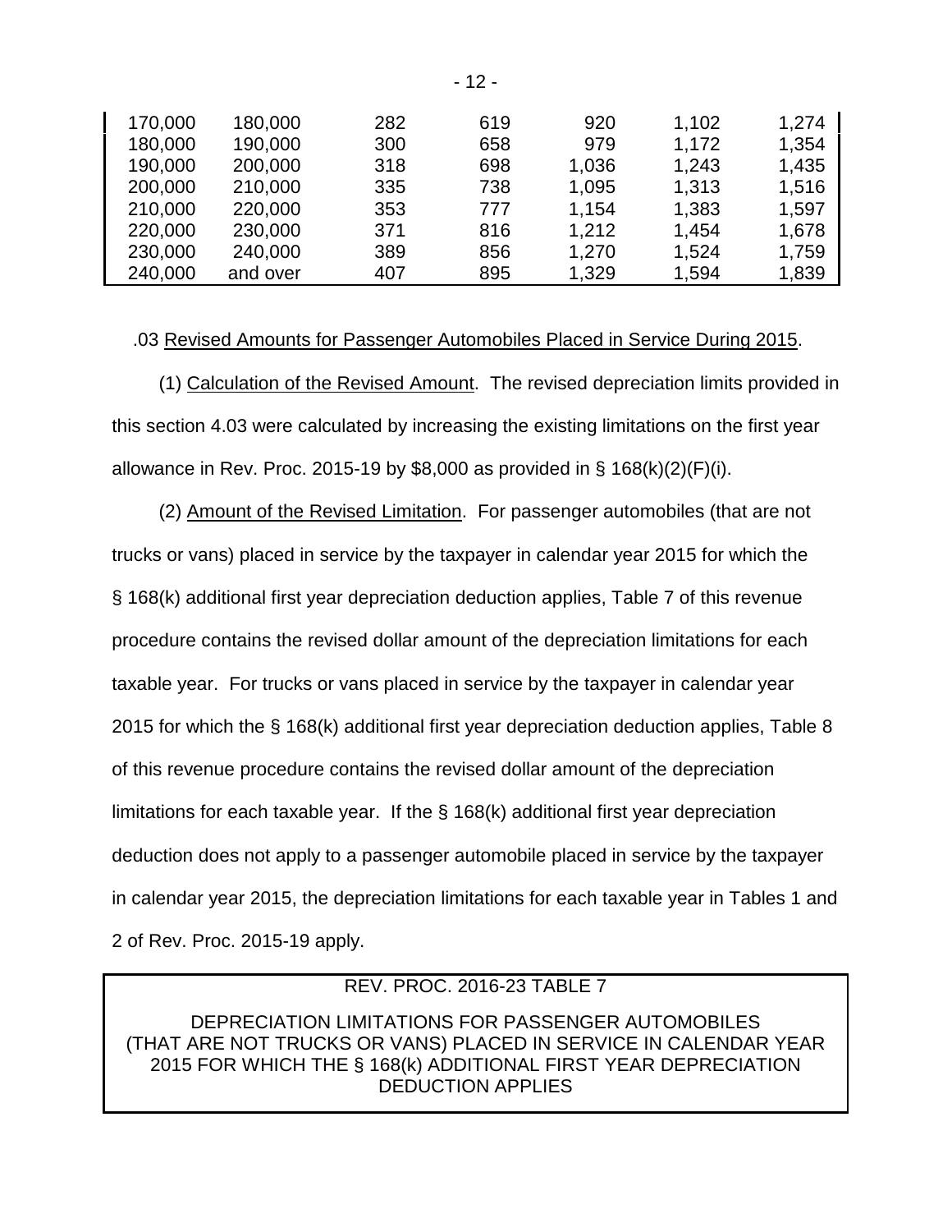| | | | | | | |
|---|---|---|---|---|---|---|
| 170,000 | 180,000 | 282 | 619 | 920 | 1,102 | 1,274 |
| 180,000 | 190,000 | 300 | 658 | 979 | 1,172 | 1,354 |
| 190,000 | 200,000 | 318 | 698 | 1,036 | 1,243 | 1,435 |
| 200,000 | 210,000 | 335 | 738 | 1,095 | 1,313 | 1,516 |
| 210,000 | 220,000 | 353 | 777 | 1,154 | 1,383 | 1,597 |
| 220,000 | 230,000 | 371 | 816 | 1,212 | 1,454 | 1,678 |
| 230,000 | 240,000 | 389 | 856 | 1,270 | 1,524 | 1,759 |
| 240,000 | and over | 407 | 895 | 1,329 | 1,594 | 1,839 |

.03 Revised Amounts for Passenger Automobiles Placed in Service During 2015.

(1) Calculation of the Revised Amount. The revised depreciation limits provided in this section 4.03 were calculated by increasing the existing limitations on the first year allowance in Rev. Proc. 2015-19 by $8,000 as provided in § 168(k)(2)(F)(i).

(2) Amount of the Revised Limitation. For passenger automobiles (that are not trucks or vans) placed in service by the taxpayer in calendar year 2015 for which the § 168(k) additional first year depreciation deduction applies, Table 7 of this revenue procedure contains the revised dollar amount of the depreciation limitations for each taxable year. For trucks or vans placed in service by the taxpayer in calendar year 2015 for which the § 168(k) additional first year depreciation deduction applies, Table 8 of this revenue procedure contains the revised dollar amount of the depreciation limitations for each taxable year. If the § 168(k) additional first year depreciation deduction does not apply to a passenger automobile placed in service by the taxpayer in calendar year 2015, the depreciation limitations for each taxable year in Tables 1 and 2 of Rev. Proc. 2015-19 apply.

REV. PROC. 2016-23 TABLE 7

DEPRECIATION LIMITATIONS FOR PASSENGER AUTOMOBILES (THAT ARE NOT TRUCKS OR VANS) PLACED IN SERVICE IN CALENDAR YEAR 2015 FOR WHICH THE § 168(k) ADDITIONAL FIRST YEAR DEPRECIATION DEDUCTION APPLIES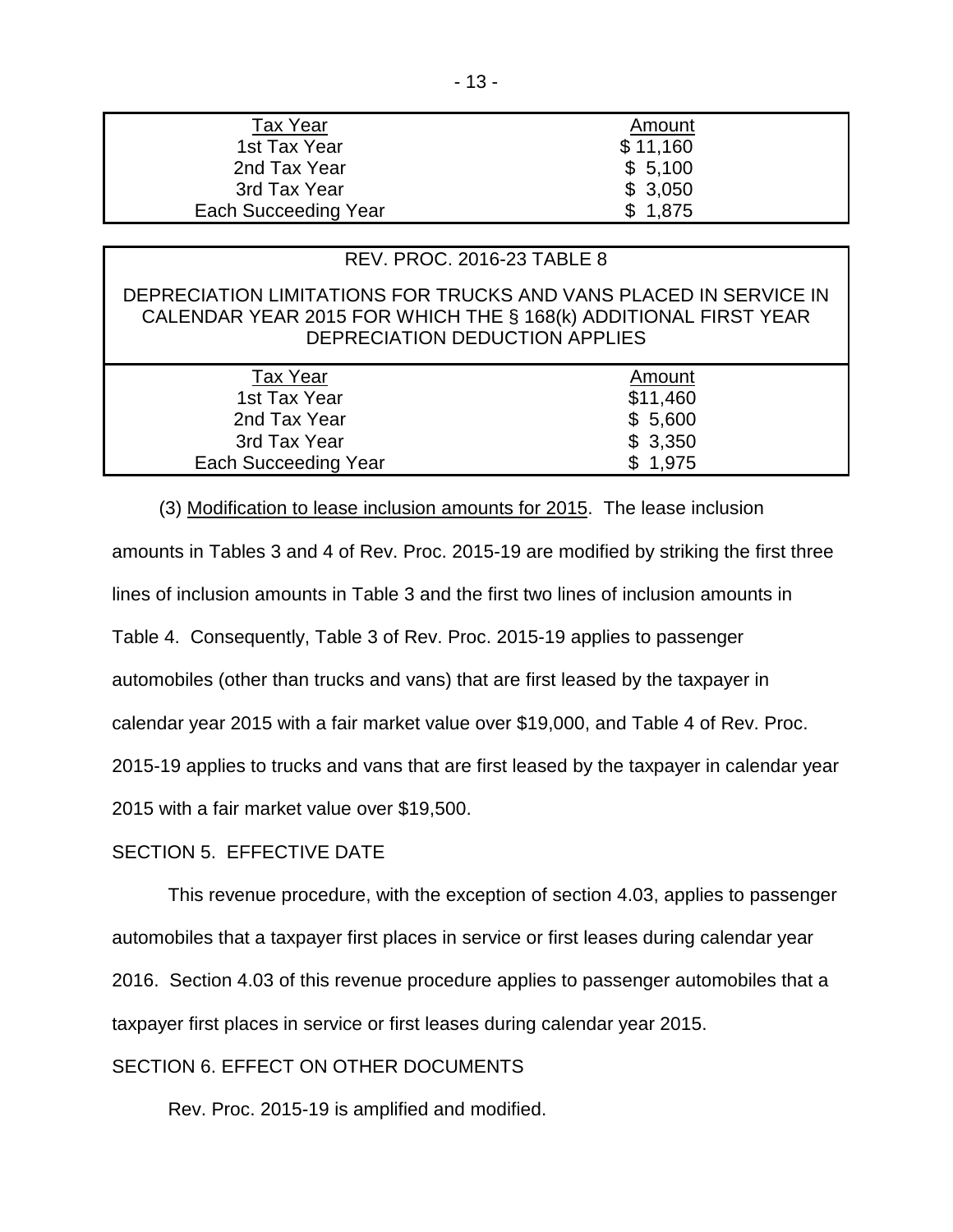| Tax Year | Amount |
| --- | --- |
| 1st Tax Year | $ 11,160 |
| 2nd Tax Year | $ 5,100 |
| 3rd Tax Year | $ 3,050 |
| Each Succeeding Year | $ 1,875 |

REV. PROC. 2016-23 TABLE 8

DEPRECIATION LIMITATIONS FOR TRUCKS AND VANS PLACED IN SERVICE IN CALENDAR YEAR 2015 FOR WHICH THE § 168(k) ADDITIONAL FIRST YEAR DEPRECIATION DEDUCTION APPLIES

| Tax Year | Amount |
| --- | --- |
| 1st Tax Year | $11,460 |
| 2nd Tax Year | $ 5,600 |
| 3rd Tax Year | $ 3,350 |
| Each Succeeding Year | $ 1,975 |

(3) Modification to lease inclusion amounts for 2015. The lease inclusion amounts in Tables 3 and 4 of Rev. Proc. 2015-19 are modified by striking the first three lines of inclusion amounts in Table 3 and the first two lines of inclusion amounts in Table 4. Consequently, Table 3 of Rev. Proc. 2015-19 applies to passenger automobiles (other than trucks and vans) that are first leased by the taxpayer in calendar year 2015 with a fair market value over $19,000, and Table 4 of Rev. Proc. 2015-19 applies to trucks and vans that are first leased by the taxpayer in calendar year 2015 with a fair market value over $19,500.

SECTION 5. EFFECTIVE DATE

This revenue procedure, with the exception of section 4.03, applies to passenger automobiles that a taxpayer first places in service or first leases during calendar year 2016. Section 4.03 of this revenue procedure applies to passenger automobiles that a taxpayer first places in service or first leases during calendar year 2015.

SECTION 6. EFFECT ON OTHER DOCUMENTS

Rev. Proc. 2015-19 is amplified and modified.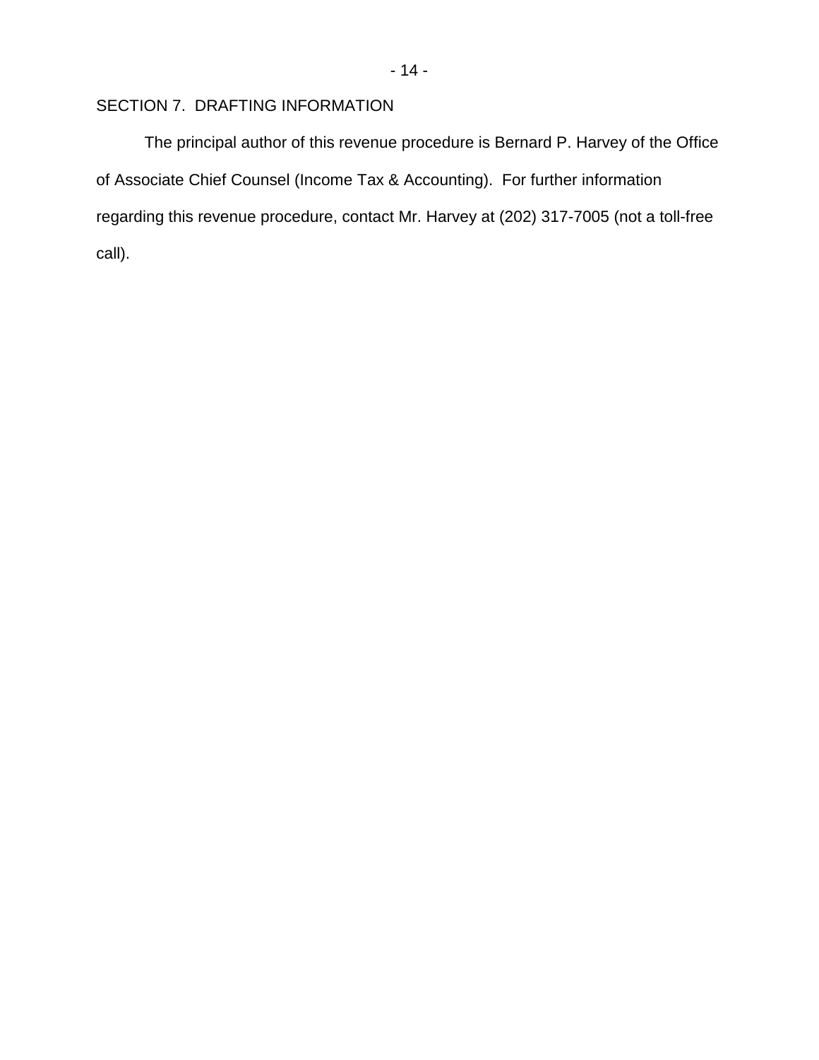## SECTION 7. DRAFTING INFORMATION

The principal author of this revenue procedure is Bernard P. Harvey of the Office of Associate Chief Counsel (Income Tax & Accounting). For further information regarding this revenue procedure, contact Mr. Harvey at (202) 317-7005 (not a toll-free call).